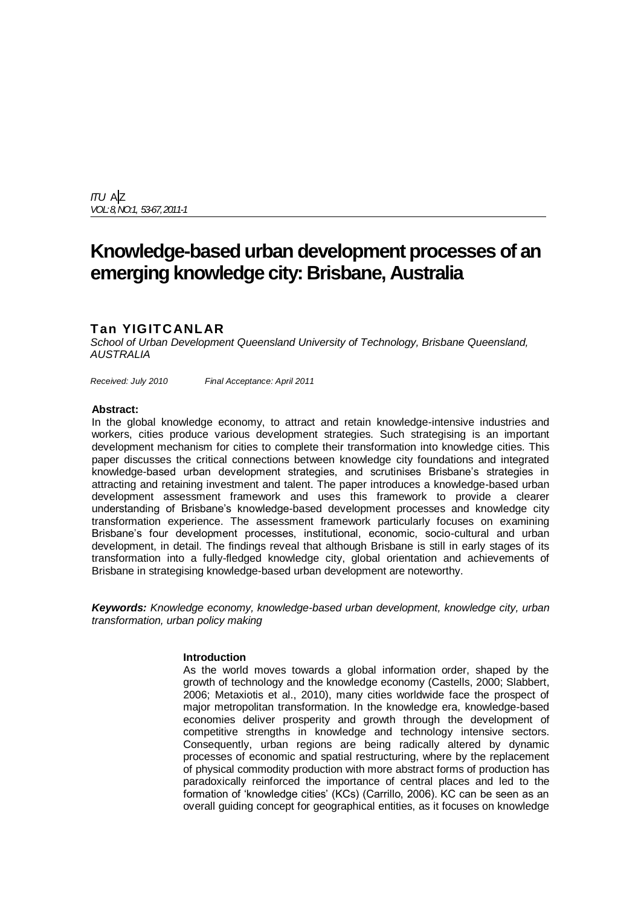# Knowledge-based urban development processes of an emerging knowledge city: Brisbane, Australia

**Tan YIGITCANLAR**

*School of Urban Development Queensland University of Technology, Brisbane Queensland, AUSTRALIA*

*Received: July 2010 Final Acceptance: April 2011*

**Abstract:**

In the global knowledge economy, to attract and retain knowledge-intensive industries and workers, cities produce various development strategies. Such strategising is an important development mechanism for cities to complete their transformation into knowledge cities. This paper discusses the critical connections between knowledge city foundations and integrated knowledge-based urban development strategies, and scrutinises Brisbane's strategies in attracting and retaining investment and talent. The paper introduces a knowledge-based urban development assessment framework and uses this framework to provide a clearer understanding of Brisbane's knowledge-based development processes and knowledge city transformation experience. The assessment framework particularly focuses on examining Brisbane's four development processes, institutional, economic, socio-cultural and urban development, in detail. The findings reveal that although Brisbane is still in early stages of its transformation into a fully-fledged knowledge city, global orientation and achievements of Brisbane in strategising knowledge-based urban development are noteworthy.

***Keywords:*** *Knowledge economy, knowledge-based urban development, knowledge city, urban transformation, urban policy making*

## Introduction

As the world moves towards a global information order, shaped by the growth of technology and the knowledge economy (Castells, 2000; Slabbert, 2006; Metaxiotis et al., 2010), many cities worldwide face the prospect of major metropolitan transformation. In the knowledge era, knowledge-based economies deliver prosperity and growth through the development of competitive strengths in knowledge and technology intensive sectors. Consequently, urban regions are being radically altered by dynamic processes of economic and spatial restructuring, where by the replacement of physical commodity production with more abstract forms of production has paradoxically reinforced the importance of central places and led to the formation of 'knowledge cities' (KCs) (Carrillo, 2006). KC can be seen as an overall guiding concept for geographical entities, as it focuses on knowledge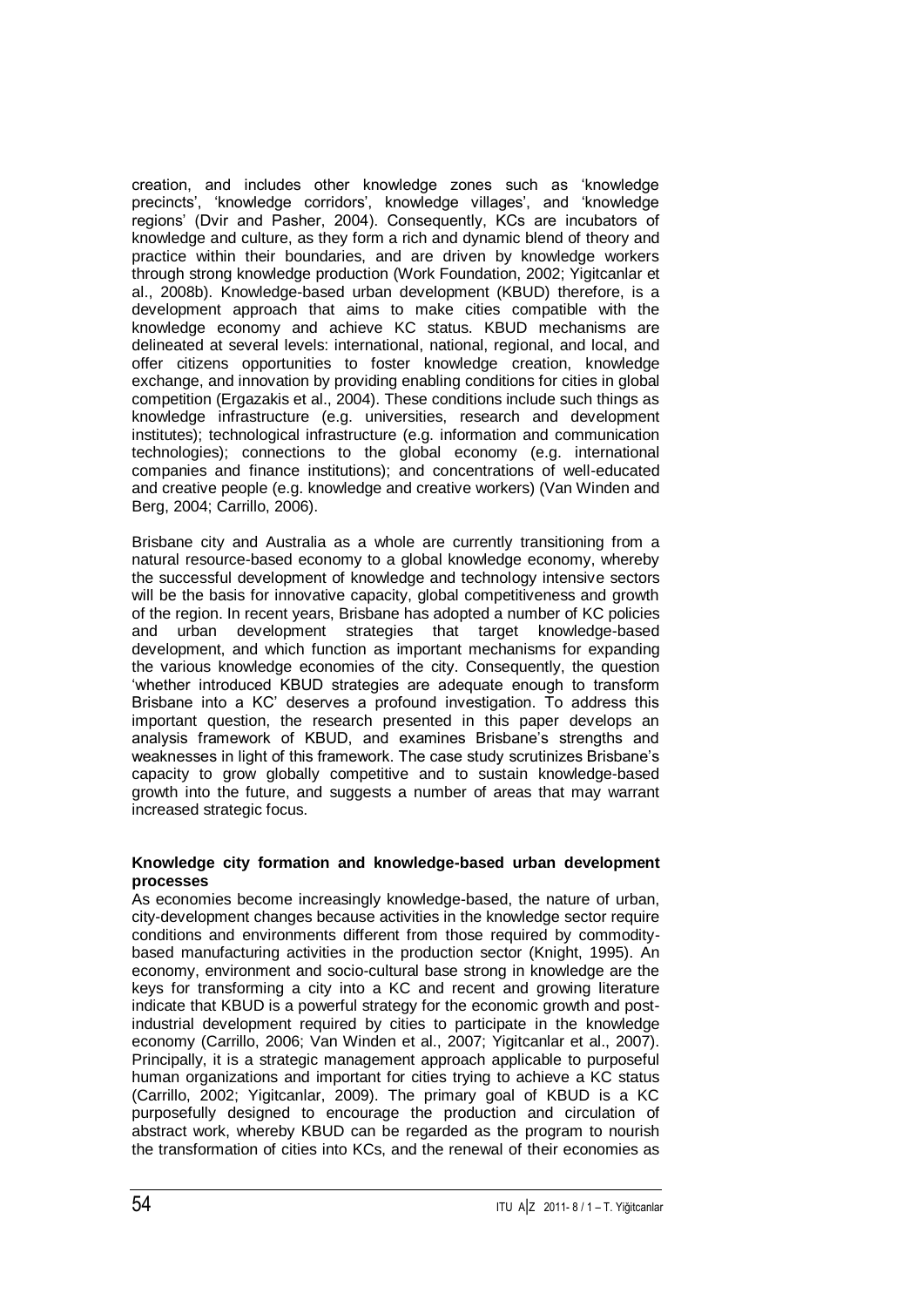creation, and includes other knowledge zones such as 'knowledge precincts', 'knowledge corridors', knowledge villages', and 'knowledge regions' (Dvir and Pasher, 2004). Consequently, KCs are incubators of knowledge and culture, as they form a rich and dynamic blend of theory and practice within their boundaries, and are driven by knowledge workers through strong knowledge production (Work Foundation, 2002; Yigitcanlar et al., 2008b). Knowledge-based urban development (KBUD) therefore, is a development approach that aims to make cities compatible with the knowledge economy and achieve KC status. KBUD mechanisms are delineated at several levels: international, national, regional, and local, and offer citizens opportunities to foster knowledge creation, knowledge exchange, and innovation by providing enabling conditions for cities in global competition (Ergazakis et al., 2004). These conditions include such things as knowledge infrastructure (e.g. universities, research and development institutes); technological infrastructure (e.g. information and communication technologies); connections to the global economy (e.g. international companies and finance institutions); and concentrations of well-educated and creative people (e.g. knowledge and creative workers) (Van Winden and Berg, 2004; Carrillo, 2006).

Brisbane city and Australia as a whole are currently transitioning from a natural resource-based economy to a global knowledge economy, whereby the successful development of knowledge and technology intensive sectors will be the basis for innovative capacity, global competitiveness and growth of the region. In recent years, Brisbane has adopted a number of KC policies and urban development strategies that target knowledge-based development, and which function as important mechanisms for expanding the various knowledge economies of the city. Consequently, the question 'whether introduced KBUD strategies are adequate enough to transform Brisbane into a KC' deserves a profound investigation. To address this important question, the research presented in this paper develops an analysis framework of KBUD, and examines Brisbane's strengths and weaknesses in light of this framework. The case study scrutinizes Brisbane's capacity to grow globally competitive and to sustain knowledge-based growth into the future, and suggests a number of areas that may warrant increased strategic focus.

## Knowledge city formation and knowledge-based urban development processes

As economies become increasingly knowledge-based, the nature of urban, city-development changes because activities in the knowledge sector require conditions and environments different from those required by commodity-based manufacturing activities in the production sector (Knight, 1995). An economy, environment and socio-cultural base strong in knowledge are the keys for transforming a city into a KC and recent and growing literature indicate that KBUD is a powerful strategy for the economic growth and post-industrial development required by cities to participate in the knowledge economy (Carrillo, 2006; Van Winden et al., 2007; Yigitcanlar et al., 2007). Principally, it is a strategic management approach applicable to purposeful human organizations and important for cities trying to achieve a KC status (Carrillo, 2002; Yigitcanlar, 2009). The primary goal of KBUD is a KC purposefully designed to encourage the production and circulation of abstract work, whereby KBUD can be regarded as the program to nourish the transformation of cities into KCs, and the renewal of their economies as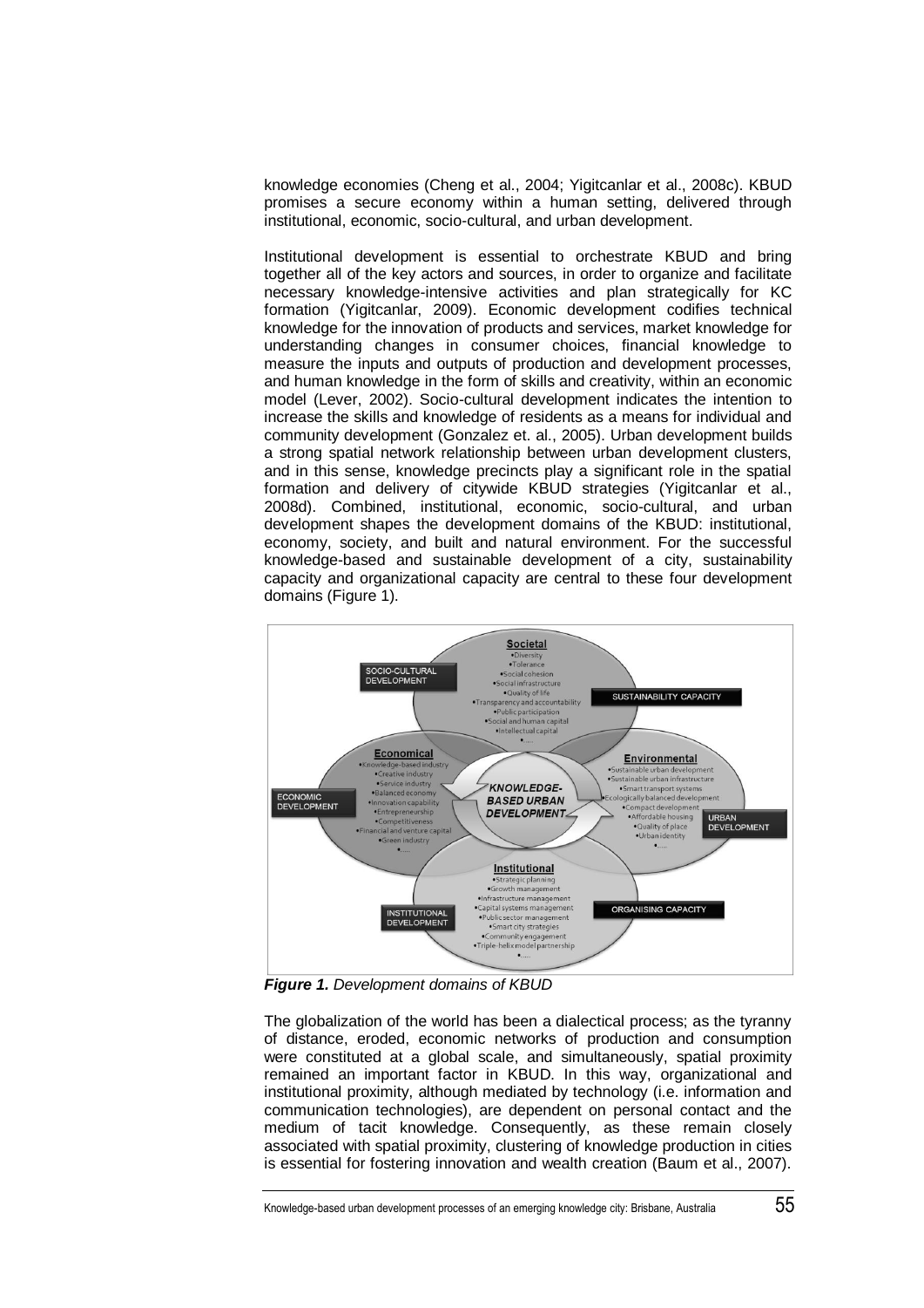knowledge economies (Cheng et al., 2004; Yigitcanlar et al., 2008c). KBUD promises a secure economy within a human setting, delivered through institutional, economic, socio-cultural, and urban development.

Institutional development is essential to orchestrate KBUD and bring together all of the key actors and sources, in order to organize and facilitate necessary knowledge-intensive activities and plan strategically for KC formation (Yigitcanlar, 2009). Economic development codifies technical knowledge for the innovation of products and services, market knowledge for understanding changes in consumer choices, financial knowledge to measure the inputs and outputs of production and development processes, and human knowledge in the form of skills and creativity, within an economic model (Lever, 2002). Socio-cultural development indicates the intention to increase the skills and knowledge of residents as a means for individual and community development (Gonzalez et. al., 2005). Urban development builds a strong spatial network relationship between urban development clusters, and in this sense, knowledge precincts play a significant role in the spatial formation and delivery of citywide KBUD strategies (Yigitcanlar et al., 2008d). Combined, institutional, economic, socio-cultural, and urban development shapes the development domains of the KBUD: institutional, economy, society, and built and natural environment. For the successful knowledge-based and sustainable development of a city, sustainability capacity and organizational capacity are central to these four development domains (Figure 1).

***Figure 1.*** *Development domains of KBUD*

The globalization of the world has been a dialectical process; as the tyranny of distance, eroded, economic networks of production and consumption were constituted at a global scale, and simultaneously, spatial proximity remained an important factor in KBUD. In this way, organizational and institutional proximity, although mediated by technology (i.e. information and communication technologies), are dependent on personal contact and the medium of tacit knowledge. Consequently, as these remain closely associated with spatial proximity, clustering of knowledge production in cities is essential for fostering innovation and wealth creation (Baum et al., 2007).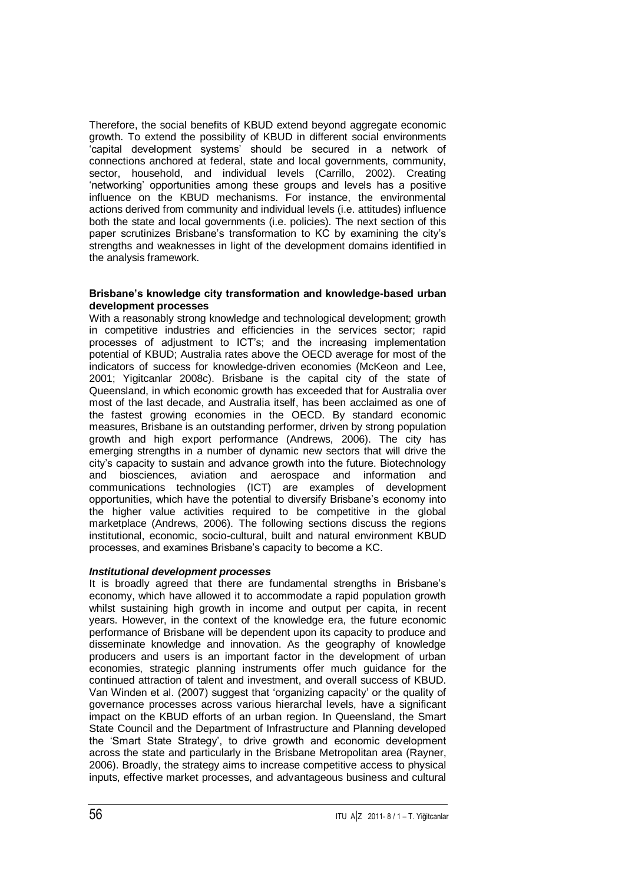Therefore, the social benefits of KBUD extend beyond aggregate economic growth. To extend the possibility of KBUD in different social environments 'capital development systems' should be secured in a network of connections anchored at federal, state and local governments, community, sector, household, and individual levels (Carrillo, 2002). Creating 'networking' opportunities among these groups and levels has a positive influence on the KBUD mechanisms. For instance, the environmental actions derived from community and individual levels (i.e. attitudes) influence both the state and local governments (i.e. policies). The next section of this paper scrutinizes Brisbane's transformation to KC by examining the city's strengths and weaknesses in light of the development domains identified in the analysis framework.

## Brisbane's knowledge city transformation and knowledge-based urban development processes

With a reasonably strong knowledge and technological development; growth in competitive industries and efficiencies in the services sector; rapid processes of adjustment to ICT's; and the increasing implementation potential of KBUD; Australia rates above the OECD average for most of the indicators of success for knowledge-driven economies (McKeon and Lee, 2001; Yigitcanlar 2008c). Brisbane is the capital city of the state of Queensland, in which economic growth has exceeded that for Australia over most of the last decade, and Australia itself, has been acclaimed as one of the fastest growing economies in the OECD. By standard economic measures, Brisbane is an outstanding performer, driven by strong population growth and high export performance (Andrews, 2006). The city has emerging strengths in a number of dynamic new sectors that will drive the city's capacity to sustain and advance growth into the future. Biotechnology and biosciences, aviation and aerospace and information and communications technologies (ICT) are examples of development opportunities, which have the potential to diversify Brisbane's economy into the higher value activities required to be competitive in the global marketplace (Andrews, 2006). The following sections discuss the regions institutional, economic, socio-cultural, built and natural environment KBUD processes, and examines Brisbane's capacity to become a KC.

### *Institutional development processes*

It is broadly agreed that there are fundamental strengths in Brisbane's economy, which have allowed it to accommodate a rapid population growth whilst sustaining high growth in income and output per capita, in recent years. However, in the context of the knowledge era, the future economic performance of Brisbane will be dependent upon its capacity to produce and disseminate knowledge and innovation. As the geography of knowledge producers and users is an important factor in the development of urban economies, strategic planning instruments offer much guidance for the continued attraction of talent and investment, and overall success of KBUD. Van Winden et al. (2007) suggest that 'organizing capacity' or the quality of governance processes across various hierarchal levels, have a significant impact on the KBUD efforts of an urban region. In Queensland, the Smart State Council and the Department of Infrastructure and Planning developed the 'Smart State Strategy', to drive growth and economic development across the state and particularly in the Brisbane Metropolitan area (Rayner, 2006). Broadly, the strategy aims to increase competitive access to physical inputs, effective market processes, and advantageous business and cultural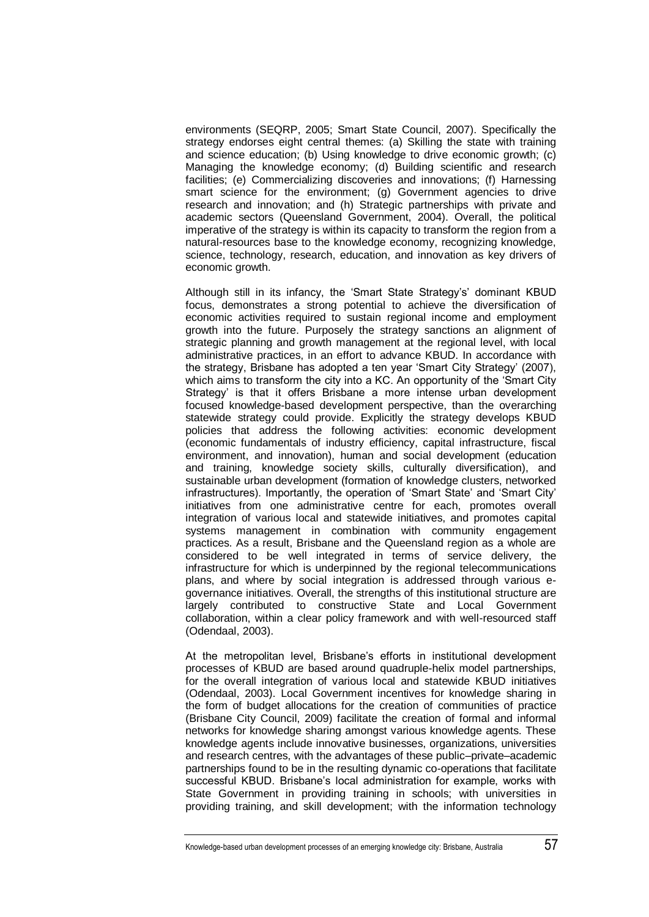environments (SEQRP, 2005; Smart State Council, 2007). Specifically the strategy endorses eight central themes: (a) Skilling the state with training and science education; (b) Using knowledge to drive economic growth; (c) Managing the knowledge economy; (d) Building scientific and research facilities; (e) Commercializing discoveries and innovations; (f) Harnessing smart science for the environment; (g) Government agencies to drive research and innovation; and (h) Strategic partnerships with private and academic sectors (Queensland Government, 2004). Overall, the political imperative of the strategy is within its capacity to transform the region from a natural-resources base to the knowledge economy, recognizing knowledge, science, technology, research, education, and innovation as key drivers of economic growth.

Although still in its infancy, the 'Smart State Strategy's' dominant KBUD focus, demonstrates a strong potential to achieve the diversification of economic activities required to sustain regional income and employment growth into the future. Purposely the strategy sanctions an alignment of strategic planning and growth management at the regional level, with local administrative practices, in an effort to advance KBUD. In accordance with the strategy, Brisbane has adopted a ten year 'Smart City Strategy' (2007), which aims to transform the city into a KC. An opportunity of the 'Smart City Strategy' is that it offers Brisbane a more intense urban development focused knowledge-based development perspective, than the overarching statewide strategy could provide. Explicitly the strategy develops KBUD policies that address the following activities: economic development (economic fundamentals of industry efficiency, capital infrastructure, fiscal environment, and innovation), human and social development (education and training, knowledge society skills, culturally diversification), and sustainable urban development (formation of knowledge clusters, networked infrastructures). Importantly, the operation of 'Smart State' and 'Smart City' initiatives from one administrative centre for each, promotes overall integration of various local and statewide initiatives, and promotes capital systems management in combination with community engagement practices. As a result, Brisbane and the Queensland region as a whole are considered to be well integrated in terms of service delivery, the infrastructure for which is underpinned by the regional telecommunications plans, and where by social integration is addressed through various e-governance initiatives. Overall, the strengths of this institutional structure are largely contributed to constructive State and Local Government collaboration, within a clear policy framework and with well-resourced staff (Odendaal, 2003).

At the metropolitan level, Brisbane's efforts in institutional development processes of KBUD are based around quadruple-helix model partnerships, for the overall integration of various local and statewide KBUD initiatives (Odendaal, 2003). Local Government incentives for knowledge sharing in the form of budget allocations for the creation of communities of practice (Brisbane City Council, 2009) facilitate the creation of formal and informal networks for knowledge sharing amongst various knowledge agents. These knowledge agents include innovative businesses, organizations, universities and research centres, with the advantages of these public–private–academic partnerships found to be in the resulting dynamic co-operations that facilitate successful KBUD. Brisbane's local administration for example, works with State Government in providing training in schools; with universities in providing training, and skill development; with the information technology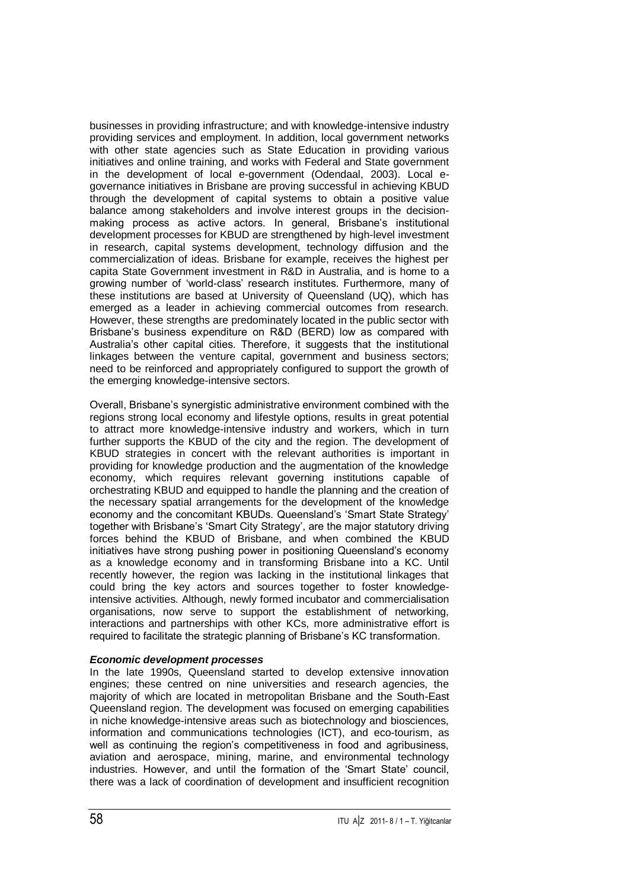businesses in providing infrastructure; and with knowledge-intensive industry providing services and employment. In addition, local government networks with other state agencies such as State Education in providing various initiatives and online training, and works with Federal and State government in the development of local e-government (Odendaal, 2003). Local e-governance initiatives in Brisbane are proving successful in achieving KBUD through the development of capital systems to obtain a positive value balance among stakeholders and involve interest groups in the decision-making process as active actors. In general, Brisbane's institutional development processes for KBUD are strengthened by high-level investment in research, capital systems development, technology diffusion and the commercialization of ideas. Brisbane for example, receives the highest per capita State Government investment in R&D in Australia, and is home to a growing number of 'world-class' research institutes. Furthermore, many of these institutions are based at University of Queensland (UQ), which has emerged as a leader in achieving commercial outcomes from research. However, these strengths are predominately located in the public sector with Brisbane's business expenditure on R&D (BERD) low as compared with Australia's other capital cities. Therefore, it suggests that the institutional linkages between the venture capital, government and business sectors; need to be reinforced and appropriately configured to support the growth of the emerging knowledge-intensive sectors.

Overall, Brisbane's synergistic administrative environment combined with the regions strong local economy and lifestyle options, results in great potential to attract more knowledge-intensive industry and workers, which in turn further supports the KBUD of the city and the region. The development of KBUD strategies in concert with the relevant authorities is important in providing for knowledge production and the augmentation of the knowledge economy, which requires relevant governing institutions capable of orchestrating KBUD and equipped to handle the planning and the creation of the necessary spatial arrangements for the development of the knowledge economy and the concomitant KBUDs. Queensland's 'Smart State Strategy' together with Brisbane's 'Smart City Strategy', are the major statutory driving forces behind the KBUD of Brisbane, and when combined the KBUD initiatives have strong pushing power in positioning Queensland's economy as a knowledge economy and in transforming Brisbane into a KC. Until recently however, the region was lacking in the institutional linkages that could bring the key actors and sources together to foster knowledge-intensive activities. Although, newly formed incubator and commercialisation organisations, now serve to support the establishment of networking, interactions and partnerships with other KCs, more administrative effort is required to facilitate the strategic planning of Brisbane's KC transformation.

***Economic development processes***

In the late 1990s, Queensland started to develop extensive innovation engines; these centred on nine universities and research agencies, the majority of which are located in metropolitan Brisbane and the South-East Queensland region. The development was focused on emerging capabilities in niche knowledge-intensive areas such as biotechnology and biosciences, information and communications technologies (ICT), and eco-tourism, as well as continuing the region's competitiveness in food and agribusiness, aviation and aerospace, mining, marine, and environmental technology industries. However, and until the formation of the 'Smart State' council, there was a lack of coordination of development and insufficient recognition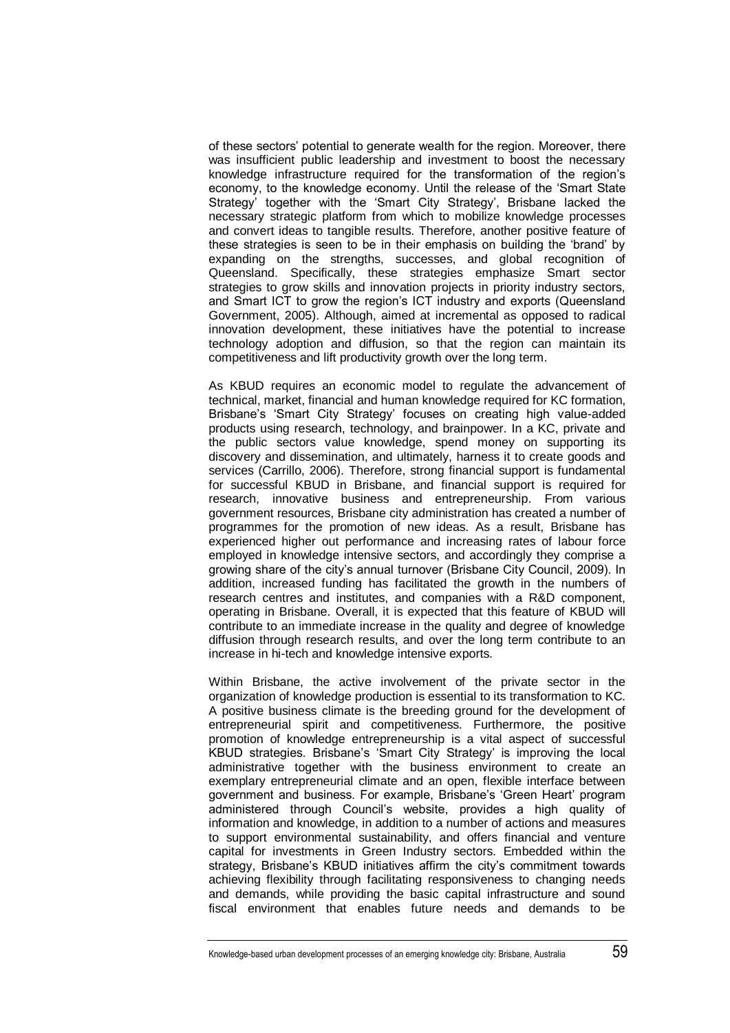of these sectors' potential to generate wealth for the region. Moreover, there was insufficient public leadership and investment to boost the necessary knowledge infrastructure required for the transformation of the region's economy, to the knowledge economy. Until the release of the 'Smart State Strategy' together with the 'Smart City Strategy', Brisbane lacked the necessary strategic platform from which to mobilize knowledge processes and convert ideas to tangible results. Therefore, another positive feature of these strategies is seen to be in their emphasis on building the 'brand' by expanding on the strengths, successes, and global recognition of Queensland. Specifically, these strategies emphasize Smart sector strategies to grow skills and innovation projects in priority industry sectors, and Smart ICT to grow the region's ICT industry and exports (Queensland Government, 2005). Although, aimed at incremental as opposed to radical innovation development, these initiatives have the potential to increase technology adoption and diffusion, so that the region can maintain its competitiveness and lift productivity growth over the long term.

As KBUD requires an economic model to regulate the advancement of technical, market, financial and human knowledge required for KC formation, Brisbane's 'Smart City Strategy' focuses on creating high value-added products using research, technology, and brainpower. In a KC, private and the public sectors value knowledge, spend money on supporting its discovery and dissemination, and ultimately, harness it to create goods and services (Carrillo, 2006). Therefore, strong financial support is fundamental for successful KBUD in Brisbane, and financial support is required for research, innovative business and entrepreneurship. From various government resources, Brisbane city administration has created a number of programmes for the promotion of new ideas. As a result, Brisbane has experienced higher out performance and increasing rates of labour force employed in knowledge intensive sectors, and accordingly they comprise a growing share of the city's annual turnover (Brisbane City Council, 2009). In addition, increased funding has facilitated the growth in the numbers of research centres and institutes, and companies with a R&D component, operating in Brisbane. Overall, it is expected that this feature of KBUD will contribute to an immediate increase in the quality and degree of knowledge diffusion through research results, and over the long term contribute to an increase in hi-tech and knowledge intensive exports.

Within Brisbane, the active involvement of the private sector in the organization of knowledge production is essential to its transformation to KC. A positive business climate is the breeding ground for the development of entrepreneurial spirit and competitiveness. Furthermore, the positive promotion of knowledge entrepreneurship is a vital aspect of successful KBUD strategies. Brisbane's 'Smart City Strategy' is improving the local administrative together with the business environment to create an exemplary entrepreneurial climate and an open, flexible interface between government and business. For example, Brisbane's 'Green Heart' program administered through Council's website, provides a high quality of information and knowledge, in addition to a number of actions and measures to support environmental sustainability, and offers financial and venture capital for investments in Green Industry sectors. Embedded within the strategy, Brisbane's KBUD initiatives affirm the city's commitment towards achieving flexibility through facilitating responsiveness to changing needs and demands, while providing the basic capital infrastructure and sound fiscal environment that enables future needs and demands to be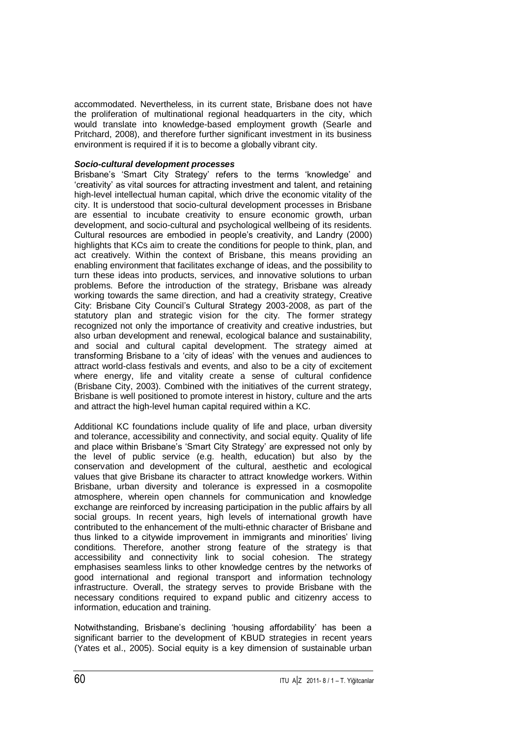accommodated. Nevertheless, in its current state, Brisbane does not have the proliferation of multinational regional headquarters in the city, which would translate into knowledge-based employment growth (Searle and Pritchard, 2008), and therefore further significant investment in its business environment is required if it is to become a globally vibrant city.

#### ***Socio-cultural development processes***

Brisbane's 'Smart City Strategy' refers to the terms 'knowledge' and 'creativity' as vital sources for attracting investment and talent, and retaining high-level intellectual human capital, which drive the economic vitality of the city. It is understood that socio-cultural development processes in Brisbane are essential to incubate creativity to ensure economic growth, urban development, and socio-cultural and psychological wellbeing of its residents. Cultural resources are embodied in people's creativity, and Landry (2000) highlights that KCs aim to create the conditions for people to think, plan, and act creatively. Within the context of Brisbane, this means providing an enabling environment that facilitates exchange of ideas, and the possibility to turn these ideas into products, services, and innovative solutions to urban problems. Before the introduction of the strategy, Brisbane was already working towards the same direction, and had a creativity strategy, Creative City: Brisbane City Council's Cultural Strategy 2003-2008, as part of the statutory plan and strategic vision for the city. The former strategy recognized not only the importance of creativity and creative industries, but also urban development and renewal, ecological balance and sustainability, and social and cultural capital development. The strategy aimed at transforming Brisbane to a 'city of ideas' with the venues and audiences to attract world-class festivals and events, and also to be a city of excitement where energy, life and vitality create a sense of cultural confidence (Brisbane City, 2003). Combined with the initiatives of the current strategy, Brisbane is well positioned to promote interest in history, culture and the arts and attract the high-level human capital required within a KC.

Additional KC foundations include quality of life and place, urban diversity and tolerance, accessibility and connectivity, and social equity. Quality of life and place within Brisbane's 'Smart City Strategy' are expressed not only by the level of public service (e.g. health, education) but also by the conservation and development of the cultural, aesthetic and ecological values that give Brisbane its character to attract knowledge workers. Within Brisbane, urban diversity and tolerance is expressed in a cosmopolite atmosphere, wherein open channels for communication and knowledge exchange are reinforced by increasing participation in the public affairs by all social groups. In recent years, high levels of international growth have contributed to the enhancement of the multi-ethnic character of Brisbane and thus linked to a citywide improvement in immigrants and minorities' living conditions. Therefore, another strong feature of the strategy is that accessibility and connectivity link to social cohesion. The strategy emphasises seamless links to other knowledge centres by the networks of good international and regional transport and information technology infrastructure. Overall, the strategy serves to provide Brisbane with the necessary conditions required to expand public and citizenry access to information, education and training.

Notwithstanding, Brisbane's declining 'housing affordability' has been a significant barrier to the development of KBUD strategies in recent years (Yates et al., 2005). Social equity is a key dimension of sustainable urban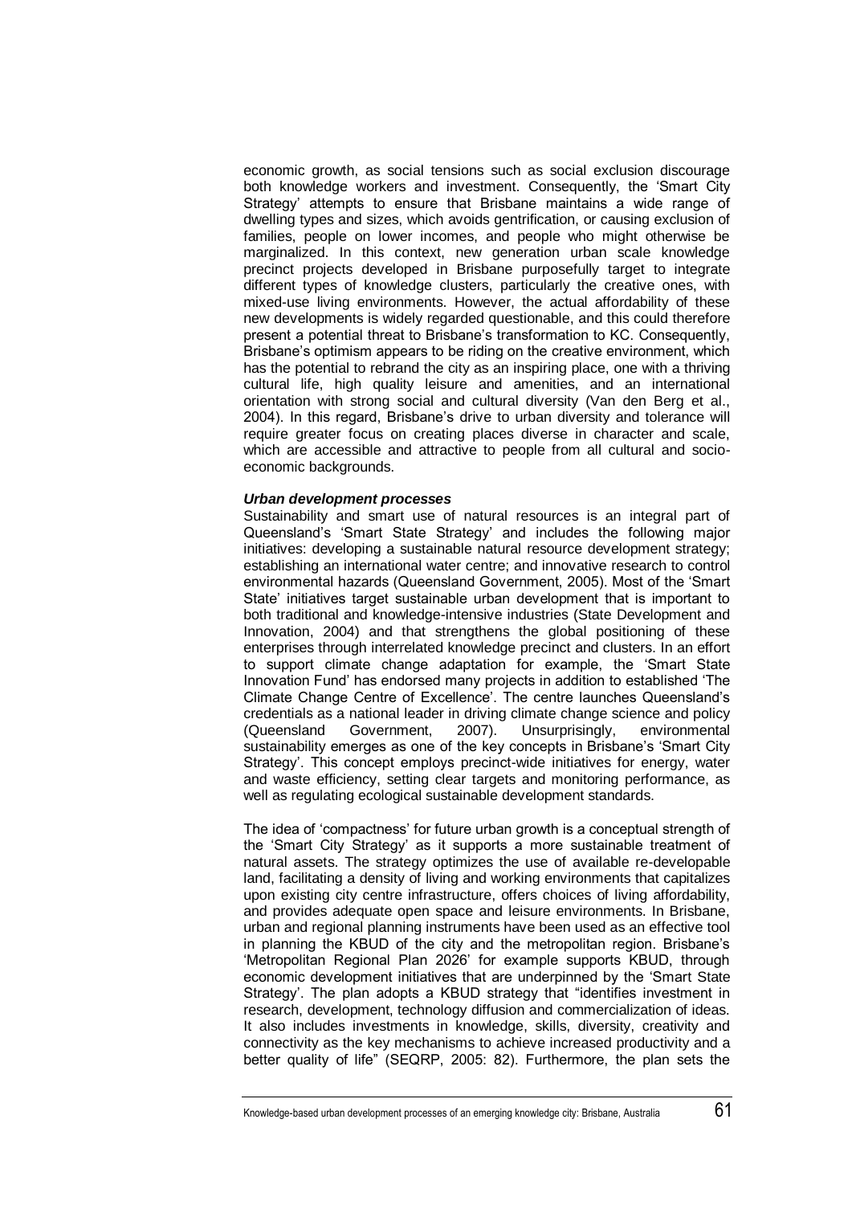economic growth, as social tensions such as social exclusion discourage both knowledge workers and investment. Consequently, the 'Smart City Strategy' attempts to ensure that Brisbane maintains a wide range of dwelling types and sizes, which avoids gentrification, or causing exclusion of families, people on lower incomes, and people who might otherwise be marginalized. In this context, new generation urban scale knowledge precinct projects developed in Brisbane purposefully target to integrate different types of knowledge clusters, particularly the creative ones, with mixed-use living environments. However, the actual affordability of these new developments is widely regarded questionable, and this could therefore present a potential threat to Brisbane's transformation to KC. Consequently, Brisbane's optimism appears to be riding on the creative environment, which has the potential to rebrand the city as an inspiring place, one with a thriving cultural life, high quality leisure and amenities, and an international orientation with strong social and cultural diversity (Van den Berg et al., 2004). In this regard, Brisbane's drive to urban diversity and tolerance will require greater focus on creating places diverse in character and scale, which are accessible and attractive to people from all cultural and socio-economic backgrounds.

***Urban development processes***

Sustainability and smart use of natural resources is an integral part of Queensland's 'Smart State Strategy' and includes the following major initiatives: developing a sustainable natural resource development strategy; establishing an international water centre; and innovative research to control environmental hazards (Queensland Government, 2005). Most of the 'Smart State' initiatives target sustainable urban development that is important to both traditional and knowledge-intensive industries (State Development and Innovation, 2004) and that strengthens the global positioning of these enterprises through interrelated knowledge precinct and clusters. In an effort to support climate change adaptation for example, the 'Smart State Innovation Fund' has endorsed many projects in addition to established 'The Climate Change Centre of Excellence'. The centre launches Queensland's credentials as a national leader in driving climate change science and policy (Queensland Government, 2007). Unsurprisingly, environmental sustainability emerges as one of the key concepts in Brisbane's 'Smart City Strategy'. This concept employs precinct-wide initiatives for energy, water and waste efficiency, setting clear targets and monitoring performance, as well as regulating ecological sustainable development standards.

The idea of 'compactness' for future urban growth is a conceptual strength of the 'Smart City Strategy' as it supports a more sustainable treatment of natural assets. The strategy optimizes the use of available re-developable land, facilitating a density of living and working environments that capitalizes upon existing city centre infrastructure, offers choices of living affordability, and provides adequate open space and leisure environments. In Brisbane, urban and regional planning instruments have been used as an effective tool in planning the KBUD of the city and the metropolitan region. Brisbane's 'Metropolitan Regional Plan 2026' for example supports KBUD, through economic development initiatives that are underpinned by the 'Smart State Strategy'. The plan adopts a KBUD strategy that "identifies investment in research, development, technology diffusion and commercialization of ideas. It also includes investments in knowledge, skills, diversity, creativity and connectivity as the key mechanisms to achieve increased productivity and a better quality of life" (SEQRP, 2005: 82). Furthermore, the plan sets the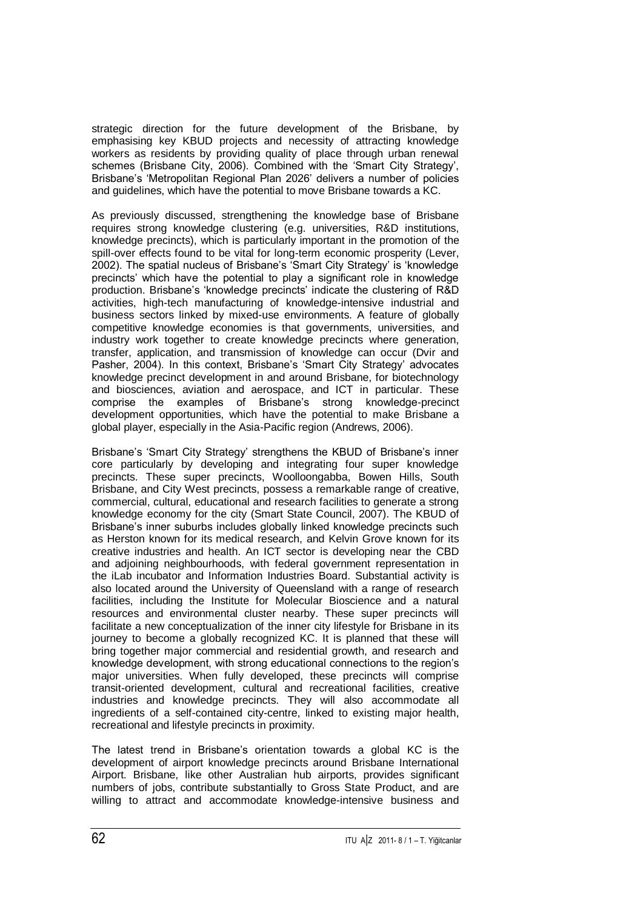strategic direction for the future development of the Brisbane, by emphasising key KBUD projects and necessity of attracting knowledge workers as residents by providing quality of place through urban renewal schemes (Brisbane City, 2006). Combined with the 'Smart City Strategy', Brisbane's 'Metropolitan Regional Plan 2026' delivers a number of policies and guidelines, which have the potential to move Brisbane towards a KC.

As previously discussed, strengthening the knowledge base of Brisbane requires strong knowledge clustering (e.g. universities, R&D institutions, knowledge precincts), which is particularly important in the promotion of the spill-over effects found to be vital for long-term economic prosperity (Lever, 2002). The spatial nucleus of Brisbane's 'Smart City Strategy' is 'knowledge precincts' which have the potential to play a significant role in knowledge production. Brisbane's 'knowledge precincts' indicate the clustering of R&D activities, high-tech manufacturing of knowledge-intensive industrial and business sectors linked by mixed-use environments. A feature of globally competitive knowledge economies is that governments, universities, and industry work together to create knowledge precincts where generation, transfer, application, and transmission of knowledge can occur (Dvir and Pasher, 2004). In this context, Brisbane's 'Smart City Strategy' advocates knowledge precinct development in and around Brisbane, for biotechnology and biosciences, aviation and aerospace, and ICT in particular. These comprise the examples of Brisbane's strong knowledge-precinct development opportunities, which have the potential to make Brisbane a global player, especially in the Asia-Pacific region (Andrews, 2006).

Brisbane's 'Smart City Strategy' strengthens the KBUD of Brisbane's inner core particularly by developing and integrating four super knowledge precincts. These super precincts, Woolloongabba, Bowen Hills, South Brisbane, and City West precincts, possess a remarkable range of creative, commercial, cultural, educational and research facilities to generate a strong knowledge economy for the city (Smart State Council, 2007). The KBUD of Brisbane's inner suburbs includes globally linked knowledge precincts such as Herston known for its medical research, and Kelvin Grove known for its creative industries and health. An ICT sector is developing near the CBD and adjoining neighbourhoods, with federal government representation in the iLab incubator and Information Industries Board. Substantial activity is also located around the University of Queensland with a range of research facilities, including the Institute for Molecular Bioscience and a natural resources and environmental cluster nearby. These super precincts will facilitate a new conceptualization of the inner city lifestyle for Brisbane in its journey to become a globally recognized KC. It is planned that these will bring together major commercial and residential growth, and research and knowledge development, with strong educational connections to the region's major universities. When fully developed, these precincts will comprise transit-oriented development, cultural and recreational facilities, creative industries and knowledge precincts. They will also accommodate all ingredients of a self-contained city-centre, linked to existing major health, recreational and lifestyle precincts in proximity.

The latest trend in Brisbane's orientation towards a global KC is the development of airport knowledge precincts around Brisbane International Airport. Brisbane, like other Australian hub airports, provides significant numbers of jobs, contribute substantially to Gross State Product, and are willing to attract and accommodate knowledge-intensive business and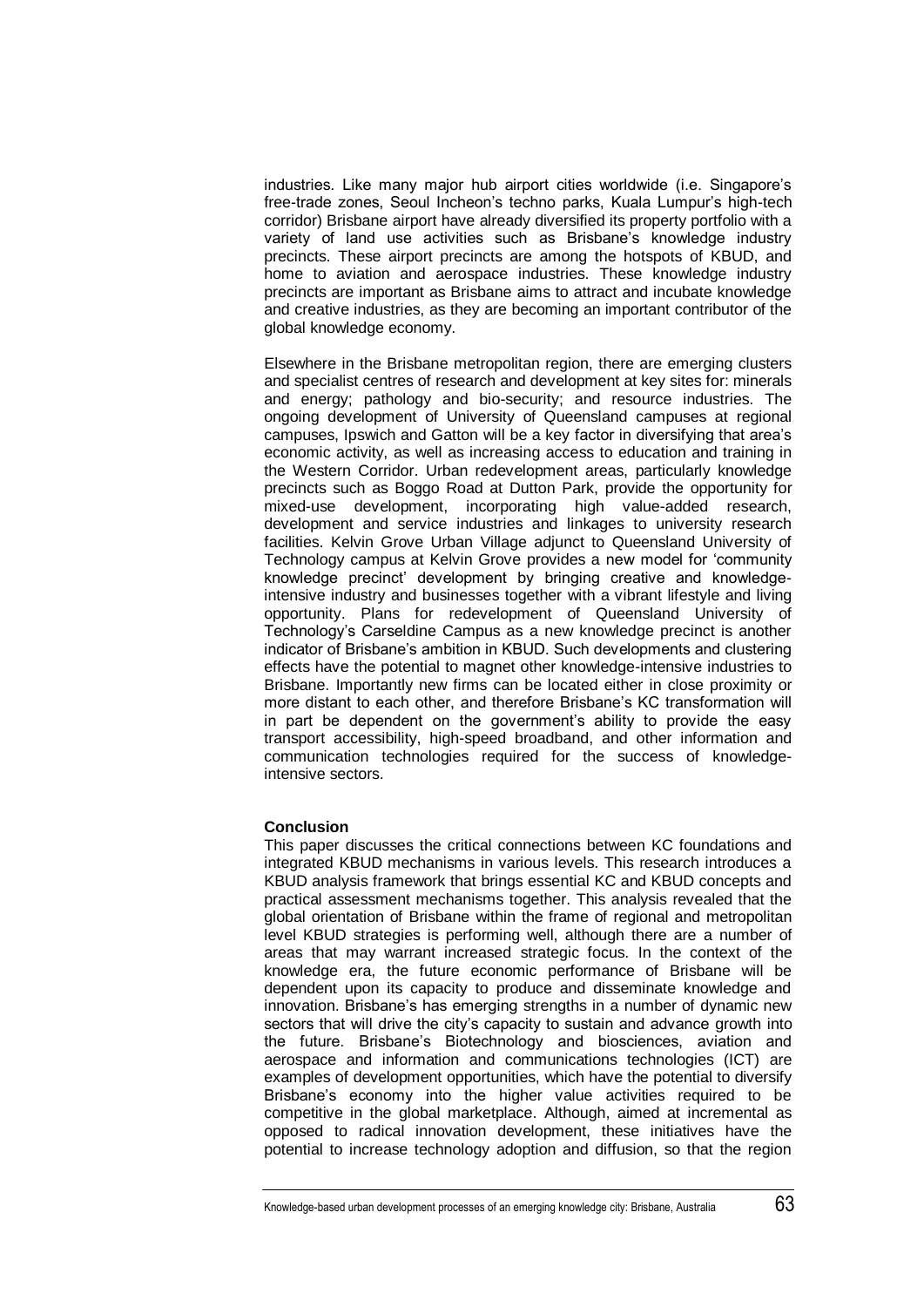industries. Like many major hub airport cities worldwide (i.e. Singapore's free-trade zones, Seoul Incheon's techno parks, Kuala Lumpur's high-tech corridor) Brisbane airport have already diversified its property portfolio with a variety of land use activities such as Brisbane's knowledge industry precincts. These airport precincts are among the hotspots of KBUD, and home to aviation and aerospace industries. These knowledge industry precincts are important as Brisbane aims to attract and incubate knowledge and creative industries, as they are becoming an important contributor of the global knowledge economy.

Elsewhere in the Brisbane metropolitan region, there are emerging clusters and specialist centres of research and development at key sites for: minerals and energy; pathology and bio-security; and resource industries. The ongoing development of University of Queensland campuses at regional campuses, Ipswich and Gatton will be a key factor in diversifying that area's economic activity, as well as increasing access to education and training in the Western Corridor. Urban redevelopment areas, particularly knowledge precincts such as Boggo Road at Dutton Park, provide the opportunity for mixed-use development, incorporating high value-added research, development and service industries and linkages to university research facilities. Kelvin Grove Urban Village adjunct to Queensland University of Technology campus at Kelvin Grove provides a new model for 'community knowledge precinct' development by bringing creative and knowledge-intensive industry and businesses together with a vibrant lifestyle and living opportunity. Plans for redevelopment of Queensland University of Technology's Carseldine Campus as a new knowledge precinct is another indicator of Brisbane's ambition in KBUD. Such developments and clustering effects have the potential to magnet other knowledge-intensive industries to Brisbane. Importantly new firms can be located either in close proximity or more distant to each other, and therefore Brisbane's KC transformation will in part be dependent on the government's ability to provide the easy transport accessibility, high-speed broadband, and other information and communication technologies required for the success of knowledge-intensive sectors.

**Conclusion**

This paper discusses the critical connections between KC foundations and integrated KBUD mechanisms in various levels. This research introduces a KBUD analysis framework that brings essential KC and KBUD concepts and practical assessment mechanisms together. This analysis revealed that the global orientation of Brisbane within the frame of regional and metropolitan level KBUD strategies is performing well, although there are a number of areas that may warrant increased strategic focus. In the context of the knowledge era, the future economic performance of Brisbane will be dependent upon its capacity to produce and disseminate knowledge and innovation. Brisbane's has emerging strengths in a number of dynamic new sectors that will drive the city's capacity to sustain and advance growth into the future. Brisbane's Biotechnology and biosciences, aviation and aerospace and information and communications technologies (ICT) are examples of development opportunities, which have the potential to diversify Brisbane's economy into the higher value activities required to be competitive in the global marketplace. Although, aimed at incremental as opposed to radical innovation development, these initiatives have the potential to increase technology adoption and diffusion, so that the region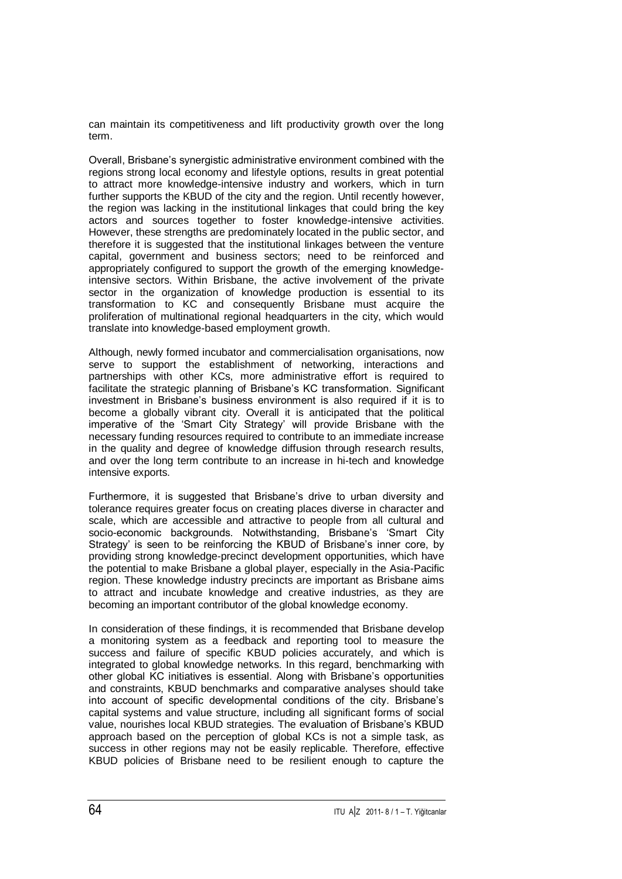can maintain its competitiveness and lift productivity growth over the long term.

Overall, Brisbane's synergistic administrative environment combined with the regions strong local economy and lifestyle options, results in great potential to attract more knowledge-intensive industry and workers, which in turn further supports the KBUD of the city and the region. Until recently however, the region was lacking in the institutional linkages that could bring the key actors and sources together to foster knowledge-intensive activities. However, these strengths are predominately located in the public sector, and therefore it is suggested that the institutional linkages between the venture capital, government and business sectors; need to be reinforced and appropriately configured to support the growth of the emerging knowledge-intensive sectors. Within Brisbane, the active involvement of the private sector in the organization of knowledge production is essential to its transformation to KC and consequently Brisbane must acquire the proliferation of multinational regional headquarters in the city, which would translate into knowledge-based employment growth.

Although, newly formed incubator and commercialisation organisations, now serve to support the establishment of networking, interactions and partnerships with other KCs, more administrative effort is required to facilitate the strategic planning of Brisbane's KC transformation. Significant investment in Brisbane's business environment is also required if it is to become a globally vibrant city. Overall it is anticipated that the political imperative of the 'Smart City Strategy' will provide Brisbane with the necessary funding resources required to contribute to an immediate increase in the quality and degree of knowledge diffusion through research results, and over the long term contribute to an increase in hi-tech and knowledge intensive exports.

Furthermore, it is suggested that Brisbane's drive to urban diversity and tolerance requires greater focus on creating places diverse in character and scale, which are accessible and attractive to people from all cultural and socio-economic backgrounds. Notwithstanding, Brisbane's 'Smart City Strategy' is seen to be reinforcing the KBUD of Brisbane's inner core, by providing strong knowledge-precinct development opportunities, which have the potential to make Brisbane a global player, especially in the Asia-Pacific region. These knowledge industry precincts are important as Brisbane aims to attract and incubate knowledge and creative industries, as they are becoming an important contributor of the global knowledge economy.

In consideration of these findings, it is recommended that Brisbane develop a monitoring system as a feedback and reporting tool to measure the success and failure of specific KBUD policies accurately, and which is integrated to global knowledge networks. In this regard, benchmarking with other global KC initiatives is essential. Along with Brisbane's opportunities and constraints, KBUD benchmarks and comparative analyses should take into account of specific developmental conditions of the city. Brisbane's capital systems and value structure, including all significant forms of social value, nourishes local KBUD strategies. The evaluation of Brisbane's KBUD approach based on the perception of global KCs is not a simple task, as success in other regions may not be easily replicable. Therefore, effective KBUD policies of Brisbane need to be resilient enough to capture the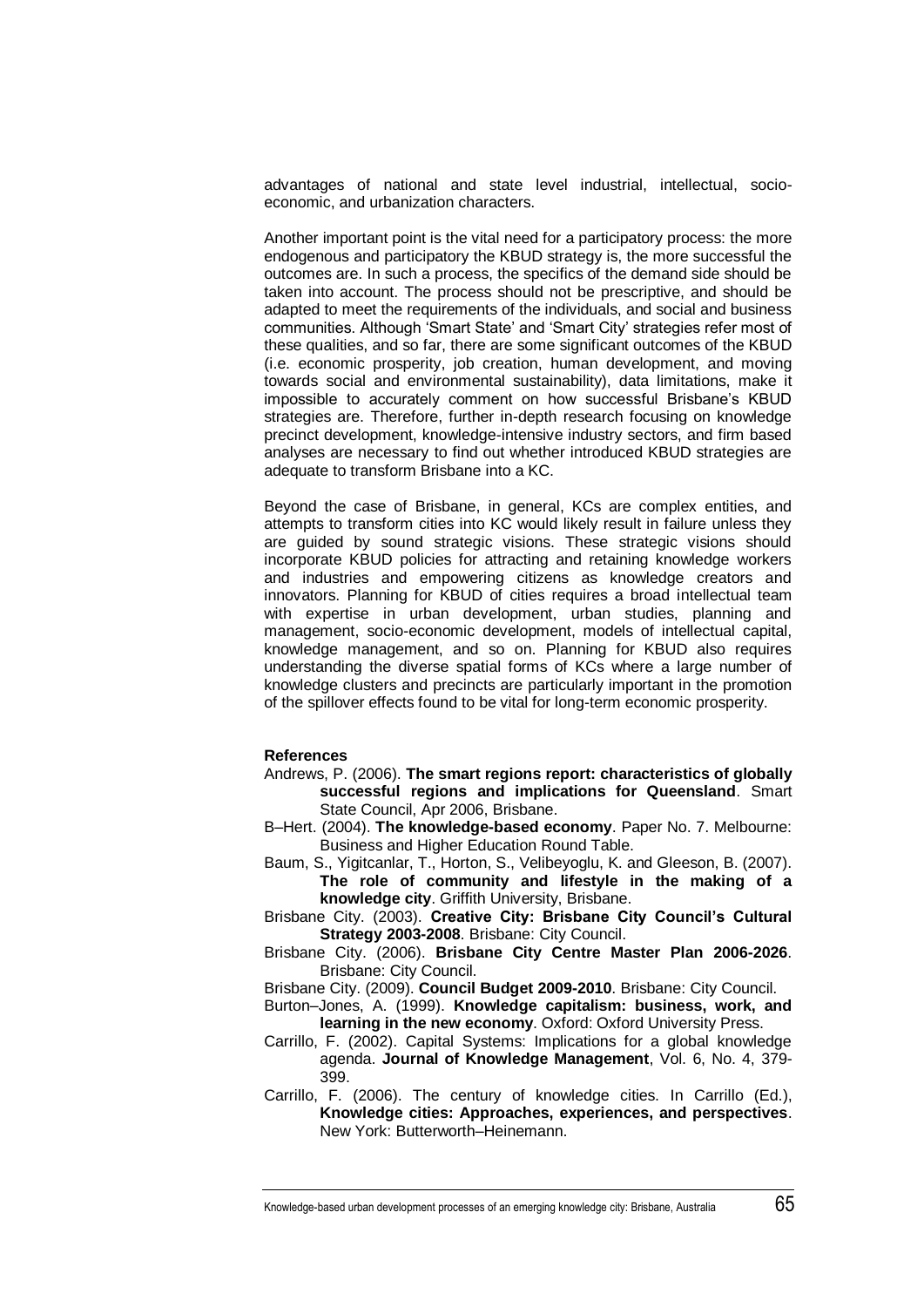advantages of national and state level industrial, intellectual, socio-economic, and urbanization characters.

Another important point is the vital need for a participatory process: the more endogenous and participatory the KBUD strategy is, the more successful the outcomes are. In such a process, the specifics of the demand side should be taken into account. The process should not be prescriptive, and should be adapted to meet the requirements of the individuals, and social and business communities. Although 'Smart State' and 'Smart City' strategies refer most of these qualities, and so far, there are some significant outcomes of the KBUD (i.e. economic prosperity, job creation, human development, and moving towards social and environmental sustainability), data limitations, make it impossible to accurately comment on how successful Brisbane's KBUD strategies are. Therefore, further in-depth research focusing on knowledge precinct development, knowledge-intensive industry sectors, and firm based analyses are necessary to find out whether introduced KBUD strategies are adequate to transform Brisbane into a KC.

Beyond the case of Brisbane, in general, KCs are complex entities, and attempts to transform cities into KC would likely result in failure unless they are guided by sound strategic visions. These strategic visions should incorporate KBUD policies for attracting and retaining knowledge workers and industries and empowering citizens as knowledge creators and innovators. Planning for KBUD of cities requires a broad intellectual team with expertise in urban development, urban studies, planning and management, socio-economic development, models of intellectual capital, knowledge management, and so on. Planning for KBUD also requires understanding the diverse spatial forms of KCs where a large number of knowledge clusters and precincts are particularly important in the promotion of the spillover effects found to be vital for long-term economic prosperity.

**References**

Andrews, P. (2006). **The smart regions report: characteristics of globally successful regions and implications for Queensland**. Smart State Council, Apr 2006, Brisbane.

B–Hert. (2004). **The knowledge-based economy**. Paper No. 7. Melbourne: Business and Higher Education Round Table.

Baum, S., Yigitcanlar, T., Horton, S., Velibeyoglu, K. and Gleeson, B. (2007). **The role of community and lifestyle in the making of a knowledge city**. Griffith University, Brisbane.

Brisbane City. (2003). **Creative City: Brisbane City Council's Cultural Strategy 2003-2008**. Brisbane: City Council.

Brisbane City. (2006). **Brisbane City Centre Master Plan 2006-2026**. Brisbane: City Council.

Brisbane City. (2009). **Council Budget 2009-2010**. Brisbane: City Council.

Burton–Jones, A. (1999). **Knowledge capitalism: business, work, and learning in the new economy**. Oxford: Oxford University Press.

Carrillo, F. (2002). Capital Systems: Implications for a global knowledge agenda. **Journal of Knowledge Management**, Vol. 6, No. 4, 379-399.

Carrillo, F. (2006). The century of knowledge cities. In Carrillo (Ed.), **Knowledge cities: Approaches, experiences, and perspectives**. New York: Butterworth–Heinemann.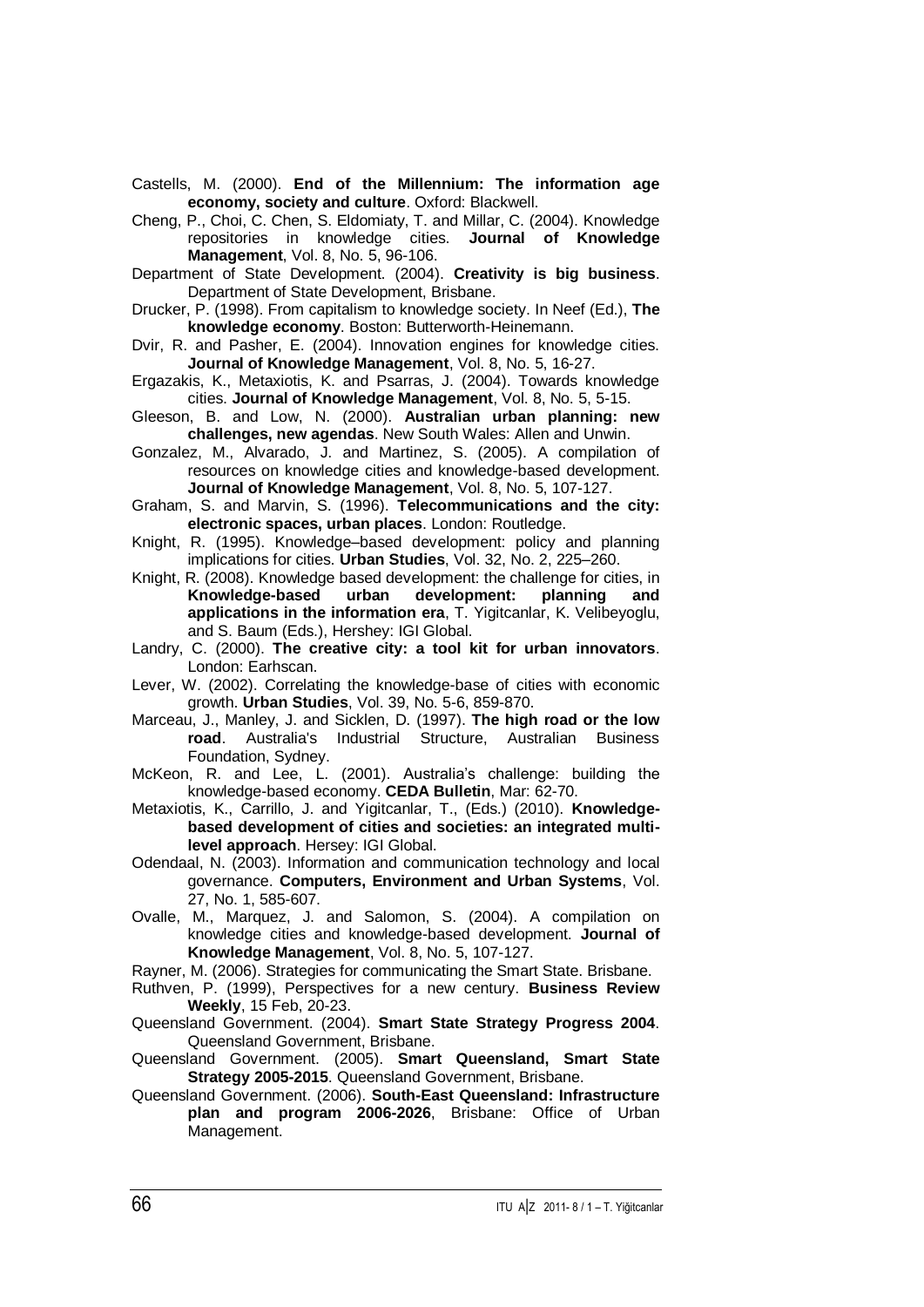Castells, M. (2000). **End of the Millennium: The information age economy, society and culture**. Oxford: Blackwell.

Cheng, P., Choi, C. Chen, S. Eldomiaty, T. and Millar, C. (2004). Knowledge repositories in knowledge cities. **Journal of Knowledge Management**, Vol. 8, No. 5, 96-106.

Department of State Development. (2004). **Creativity is big business**. Department of State Development, Brisbane.

Drucker, P. (1998). From capitalism to knowledge society. In Neef (Ed.), **The knowledge economy**. Boston: Butterworth-Heinemann.

Dvir, R. and Pasher, E. (2004). Innovation engines for knowledge cities. **Journal of Knowledge Management**, Vol. 8, No. 5, 16-27.

Ergazakis, K., Metaxiotis, K. and Psarras, J. (2004). Towards knowledge cities. **Journal of Knowledge Management**, Vol. 8, No. 5, 5-15.

Gleeson, B. and Low, N. (2000). **Australian urban planning: new challenges, new agendas**. New South Wales: Allen and Unwin.

Gonzalez, M., Alvarado, J. and Martinez, S. (2005). A compilation of resources on knowledge cities and knowledge-based development. **Journal of Knowledge Management**, Vol. 8, No. 5, 107-127.

Graham, S. and Marvin, S. (1996). **Telecommunications and the city: electronic spaces, urban places**. London: Routledge.

Knight, R. (1995). Knowledge–based development: policy and planning implications for cities. **Urban Studies**, Vol. 32, No. 2, 225–260.

Knight, R. (2008). Knowledge based development: the challenge for cities, in **Knowledge-based urban development: planning and applications in the information era**, T. Yigitcanlar, K. Velibeyoglu, and S. Baum (Eds.), Hershey: IGI Global.

Landry, C. (2000). **The creative city: a tool kit for urban innovators**. London: Earhscan.

Lever, W. (2002). Correlating the knowledge-base of cities with economic growth. **Urban Studies**, Vol. 39, No. 5-6, 859-870.

Marceau, J., Manley, J. and Sicklen, D. (1997). **The high road or the low road**. Australia's Industrial Structure, Australian Business Foundation, Sydney.

McKeon, R. and Lee, L. (2001). Australia's challenge: building the knowledge-based economy. **CEDA Bulletin**, Mar: 62-70.

Metaxiotis, K., Carrillo, J. and Yigitcanlar, T., (Eds.) (2010). **Knowledge-based development of cities and societies: an integrated multi-level approach**. Hersey: IGI Global.

Odendaal, N. (2003). Information and communication technology and local governance. **Computers, Environment and Urban Systems**, Vol. 27, No. 1, 585-607.

Ovalle, M., Marquez, J. and Salomon, S. (2004). A compilation on knowledge cities and knowledge-based development. **Journal of Knowledge Management**, Vol. 8, No. 5, 107-127.

Rayner, M. (2006). Strategies for communicating the Smart State. Brisbane.

Ruthven, P. (1999), Perspectives for a new century. **Business Review Weekly**, 15 Feb, 20-23.

Queensland Government. (2004). **Smart State Strategy Progress 2004**. Queensland Government, Brisbane.

Queensland Government. (2005). **Smart Queensland, Smart State Strategy 2005-2015**. Queensland Government, Brisbane.

Queensland Government. (2006). **South-East Queensland: Infrastructure plan and program 2006-2026**, Brisbane: Office of Urban Management.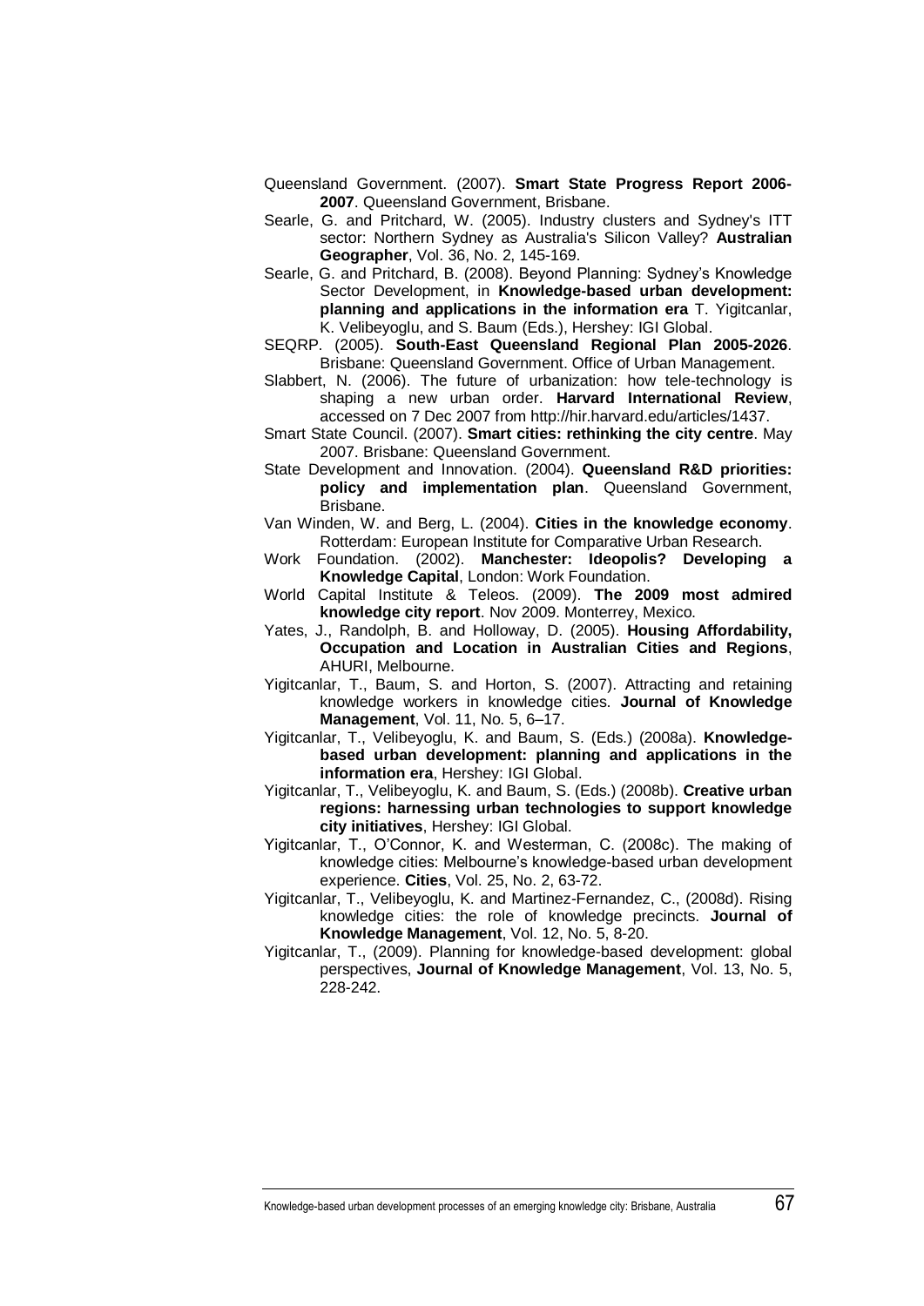Queensland Government. (2007). **Smart State Progress Report 2006-2007**. Queensland Government, Brisbane.

Searle, G. and Pritchard, W. (2005). Industry clusters and Sydney's ITT sector: Northern Sydney as Australia's Silicon Valley? **Australian Geographer**, Vol. 36, No. 2, 145-169.

Searle, G. and Pritchard, B. (2008). Beyond Planning: Sydney's Knowledge Sector Development, in **Knowledge-based urban development: planning and applications in the information era** T. Yigitcanlar, K. Velibeyoglu, and S. Baum (Eds.), Hershey: IGI Global.

SEQRP. (2005). **South-East Queensland Regional Plan 2005-2026**. Brisbane: Queensland Government. Office of Urban Management.

Slabbert, N. (2006). The future of urbanization: how tele-technology is shaping a new urban order. **Harvard International Review**, accessed on 7 Dec 2007 from http://hir.harvard.edu/articles/1437.

Smart State Council. (2007). **Smart cities: rethinking the city centre**. May 2007. Brisbane: Queensland Government.

State Development and Innovation. (2004). **Queensland R&D priorities: policy and implementation plan**. Queensland Government, Brisbane.

Van Winden, W. and Berg, L. (2004). **Cities in the knowledge economy**. Rotterdam: European Institute for Comparative Urban Research.

Work Foundation. (2002). **Manchester: Ideopolis? Developing a Knowledge Capital**, London: Work Foundation.

World Capital Institute & Teleos. (2009). **The 2009 most admired knowledge city report**. Nov 2009. Monterrey, Mexico.

Yates, J., Randolph, B. and Holloway, D. (2005). **Housing Affordability, Occupation and Location in Australian Cities and Regions**, AHURI, Melbourne.

Yigitcanlar, T., Baum, S. and Horton, S. (2007). Attracting and retaining knowledge workers in knowledge cities. **Journal of Knowledge Management**, Vol. 11, No. 5, 6–17.

Yigitcanlar, T., Velibeyoglu, K. and Baum, S. (Eds.) (2008a). **Knowledge-based urban development: planning and applications in the information era**, Hershey: IGI Global.

Yigitcanlar, T., Velibeyoglu, K. and Baum, S. (Eds.) (2008b). **Creative urban regions: harnessing urban technologies to support knowledge city initiatives**, Hershey: IGI Global.

Yigitcanlar, T., O'Connor, K. and Westerman, C. (2008c). The making of knowledge cities: Melbourne's knowledge-based urban development experience. **Cities**, Vol. 25, No. 2, 63-72.

Yigitcanlar, T., Velibeyoglu, K. and Martinez-Fernandez, C., (2008d). Rising knowledge cities: the role of knowledge precincts. **Journal of Knowledge Management**, Vol. 12, No. 5, 8-20.

Yigitcanlar, T., (2009). Planning for knowledge-based development: global perspectives, **Journal of Knowledge Management**, Vol. 13, No. 5, 228-242.